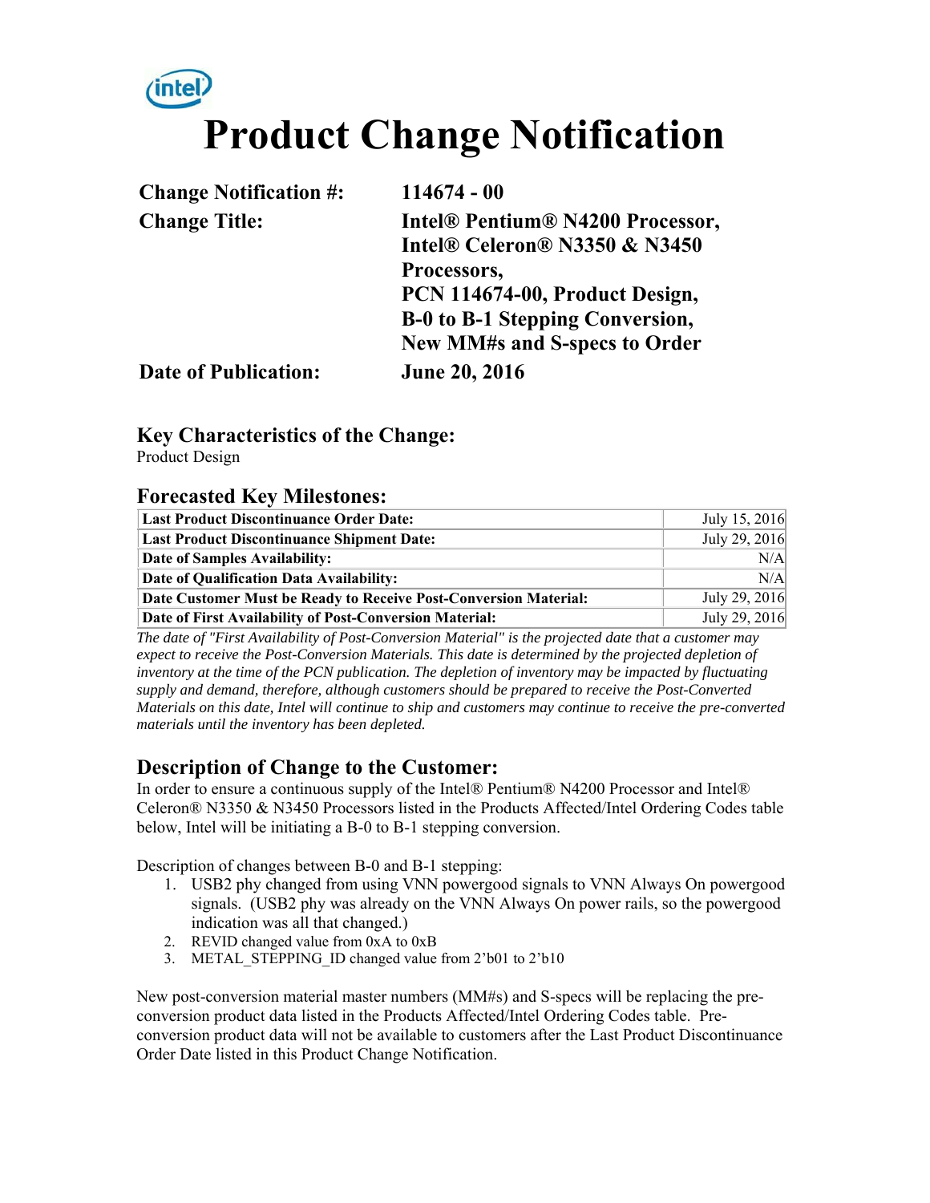# Product Change Notification

| | |
|---|---|
| **Change Notification #:** | **114674 - 00** |
| **Change Title:** | **Intel® Pentium® N4200 Processor, Intel® Celeron® N3350 & N3450 Processors, PCN 114674-00, Product Design, B-0 to B-1 Stepping Conversion, New MM#s and S-specs to Order** |
| **Date of Publication:** | **June 20, 2016** |

## Key Characteristics of the Change:

Product Design

## Forecasted Key Milestones:

| | |
|---|---|
| **Last Product Discontinuance Order Date:** | July 15, 2016 |
| **Last Product Discontinuance Shipment Date:** | July 29, 2016 |
| **Date of Samples Availability:** | N/A |
| **Date of Qualification Data Availability:** | N/A |
| **Date Customer Must be Ready to Receive Post-Conversion Material:** | July 29, 2016 |
| **Date of First Availability of Post-Conversion Material:** | July 29, 2016 |

*The date of "First Availability of Post-Conversion Material" is the projected date that a customer may expect to receive the Post-Conversion Materials. This date is determined by the projected depletion of inventory at the time of the PCN publication. The depletion of inventory may be impacted by fluctuating supply and demand, therefore, although customers should be prepared to receive the Post-Converted Materials on this date, Intel will continue to ship and customers may continue to receive the pre-converted materials until the inventory has been depleted.*

## Description of Change to the Customer:

In order to ensure a continuous supply of the Intel® Pentium® N4200 Processor and Intel® Celeron® N3350 & N3450 Processors listed in the Products Affected/Intel Ordering Codes table below, Intel will be initiating a B-0 to B-1 stepping conversion.

Description of changes between B-0 and B-1 stepping:

1. USB2 phy changed from using VNN powergood signals to VNN Always On powergood signals. (USB2 phy was already on the VNN Always On power rails, so the powergood indication was all that changed.)
2. REVID changed value from 0xA to 0xB
3. METAL_STEPPING_ID changed value from 2'b01 to 2'b10

New post-conversion material master numbers (MM#s) and S-specs will be replacing the pre-conversion product data listed in the Products Affected/Intel Ordering Codes table. Pre-conversion product data will not be available to customers after the Last Product Discontinuance Order Date listed in this Product Change Notification.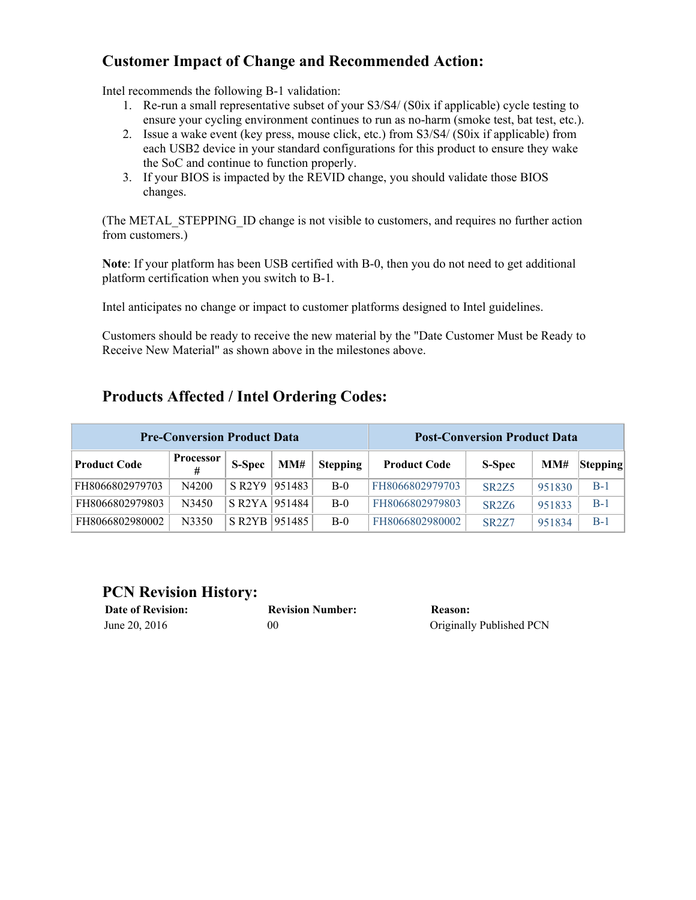## Customer Impact of Change and Recommended Action:

Intel recommends the following B-1 validation:

1. Re-run a small representative subset of your S3/S4/ (S0ix if applicable) cycle testing to ensure your cycling environment continues to run as no-harm (smoke test, bat test, etc.).
2. Issue a wake event (key press, mouse click, etc.) from S3/S4/ (S0ix if applicable) from each USB2 device in your standard configurations for this product to ensure they wake the SoC and continue to function properly.
3. If your BIOS is impacted by the REVID change, you should validate those BIOS changes.

(The METAL_STEPPING_ID change is not visible to customers, and requires no further action from customers.)

**Note**: If your platform has been USB certified with B-0, then you do not need to get additional platform certification when you switch to B-1.

Intel anticipates no change or impact to customer platforms designed to Intel guidelines.

Customers should be ready to receive the new material by the "Date Customer Must be Ready to Receive New Material" as shown above in the milestones above.

## Products Affected / Intel Ordering Codes:

| Pre-Conversion Product Data | | | | | Post-Conversion Product Data | | | |
|---|---|---|---|---|---|---|---|---|
| **Product Code** | **Processor #** | **S-Spec** | **MM#** | **Stepping** | **Product Code** | **S-Spec** | **MM#** | **Stepping** |
| FH8066802979703 | N4200 | S R2Y9 | 951483 | B-0 | FH8066802979703 | SR2Z5 | 951830 | B-1 |
| FH8066802979803 | N3450 | S R2YA | 951484 | B-0 | FH8066802979803 | SR2Z6 | 951833 | B-1 |
| FH8066802980002 | N3350 | S R2YB | 951485 | B-0 | FH8066802980002 | SR2Z7 | 951834 | B-1 |

## PCN Revision History:

| Date of Revision: | Revision Number: | Reason: |
|---|---|---|
| June 20, 2016 | 00 | Originally Published PCN |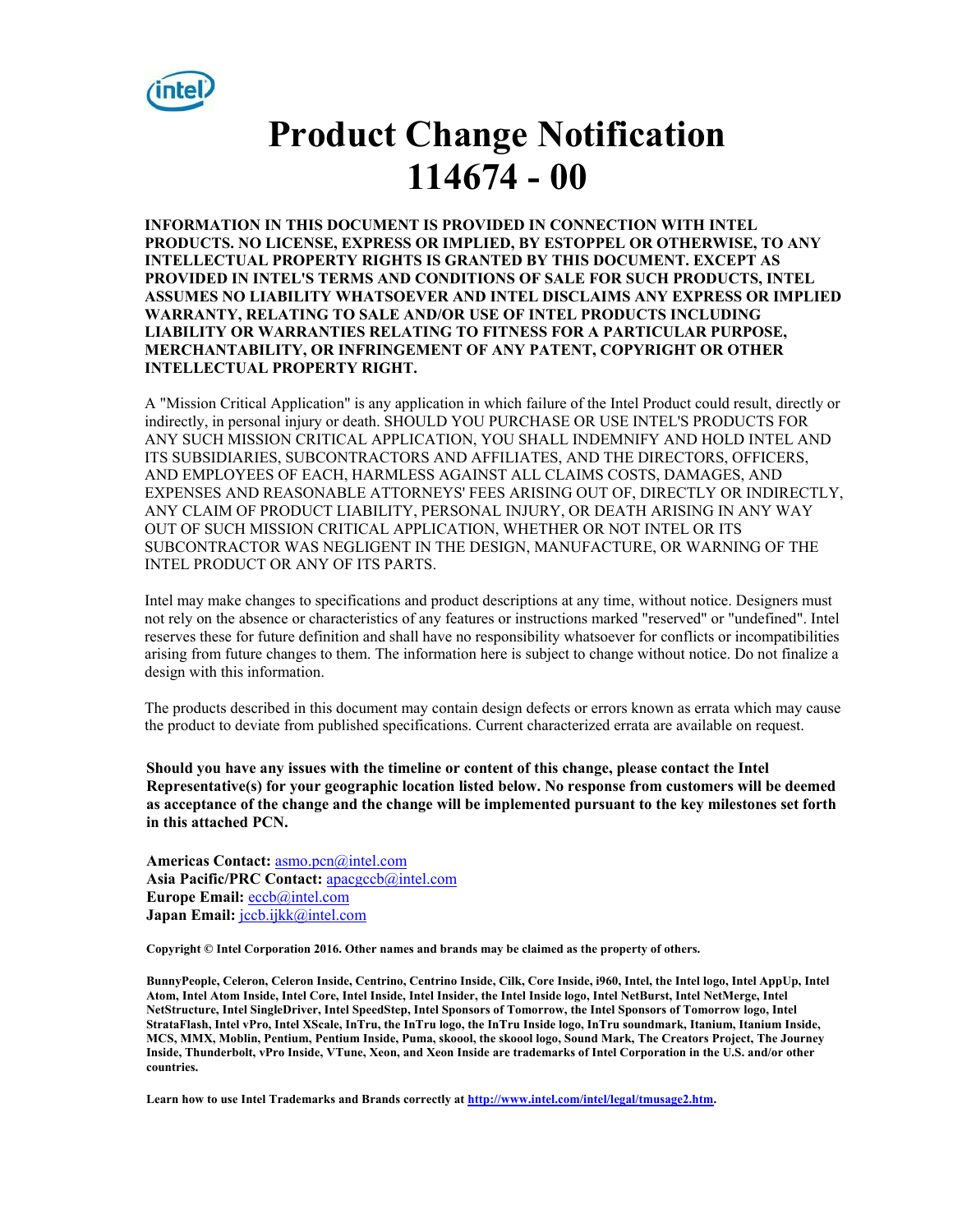# Product Change Notification 114674 - 00

**INFORMATION IN THIS DOCUMENT IS PROVIDED IN CONNECTION WITH INTEL PRODUCTS. NO LICENSE, EXPRESS OR IMPLIED, BY ESTOPPEL OR OTHERWISE, TO ANY INTELLECTUAL PROPERTY RIGHTS IS GRANTED BY THIS DOCUMENT. EXCEPT AS PROVIDED IN INTEL'S TERMS AND CONDITIONS OF SALE FOR SUCH PRODUCTS, INTEL ASSUMES NO LIABILITY WHATSOEVER AND INTEL DISCLAIMS ANY EXPRESS OR IMPLIED WARRANTY, RELATING TO SALE AND/OR USE OF INTEL PRODUCTS INCLUDING LIABILITY OR WARRANTIES RELATING TO FITNESS FOR A PARTICULAR PURPOSE, MERCHANTABILITY, OR INFRINGEMENT OF ANY PATENT, COPYRIGHT OR OTHER INTELLECTUAL PROPERTY RIGHT.**

A "Mission Critical Application" is any application in which failure of the Intel Product could result, directly or indirectly, in personal injury or death. SHOULD YOU PURCHASE OR USE INTEL'S PRODUCTS FOR ANY SUCH MISSION CRITICAL APPLICATION, YOU SHALL INDEMNIFY AND HOLD INTEL AND ITS SUBSIDIARIES, SUBCONTRACTORS AND AFFILIATES, AND THE DIRECTORS, OFFICERS, AND EMPLOYEES OF EACH, HARMLESS AGAINST ALL CLAIMS COSTS, DAMAGES, AND EXPENSES AND REASONABLE ATTORNEYS' FEES ARISING OUT OF, DIRECTLY OR INDIRECTLY, ANY CLAIM OF PRODUCT LIABILITY, PERSONAL INJURY, OR DEATH ARISING IN ANY WAY OUT OF SUCH MISSION CRITICAL APPLICATION, WHETHER OR NOT INTEL OR ITS SUBCONTRACTOR WAS NEGLIGENT IN THE DESIGN, MANUFACTURE, OR WARNING OF THE INTEL PRODUCT OR ANY OF ITS PARTS.

Intel may make changes to specifications and product descriptions at any time, without notice. Designers must not rely on the absence or characteristics of any features or instructions marked "reserved" or "undefined". Intel reserves these for future definition and shall have no responsibility whatsoever for conflicts or incompatibilities arising from future changes to them. The information here is subject to change without notice. Do not finalize a design with this information.

The products described in this document may contain design defects or errors known as errata which may cause the product to deviate from published specifications. Current characterized errata are available on request.

**Should you have any issues with the timeline or content of this change, please contact the Intel Representative(s) for your geographic location listed below. No response from customers will be deemed as acceptance of the change and the change will be implemented pursuant to the key milestones set forth in this attached PCN.**

**Americas Contact:** asmo.pcn@intel.com
**Asia Pacific/PRC Contact:** apacgccb@intel.com
**Europe Email:** eccb@intel.com
**Japan Email:** jccb.ijkk@intel.com

**Copyright © Intel Corporation 2016. Other names and brands may be claimed as the property of others.**

**BunnyPeople, Celeron, Celeron Inside, Centrino, Centrino Inside, Cilk, Core Inside, i960, Intel, the Intel logo, Intel AppUp, Intel Atom, Intel Atom Inside, Intel Core, Intel Inside, Intel Insider, the Intel Inside logo, Intel NetBurst, Intel NetMerge, Intel NetStructure, Intel SingleDriver, Intel SpeedStep, Intel Sponsors of Tomorrow, the Intel Sponsors of Tomorrow logo, Intel StrataFlash, Intel vPro, Intel XScale, InTru, the InTru logo, the InTru Inside logo, InTru soundmark, Itanium, Itanium Inside, MCS, MMX, Moblin, Pentium, Pentium Inside, Puma, skoool, the skoool logo, Sound Mark, The Creators Project, The Journey Inside, Thunderbolt, vPro Inside, VTune, Xeon, and Xeon Inside are trademarks of Intel Corporation in the U.S. and/or other countries.**

**Learn how to use Intel Trademarks and Brands correctly at http://www.intel.com/intel/legal/tmusage2.htm.**